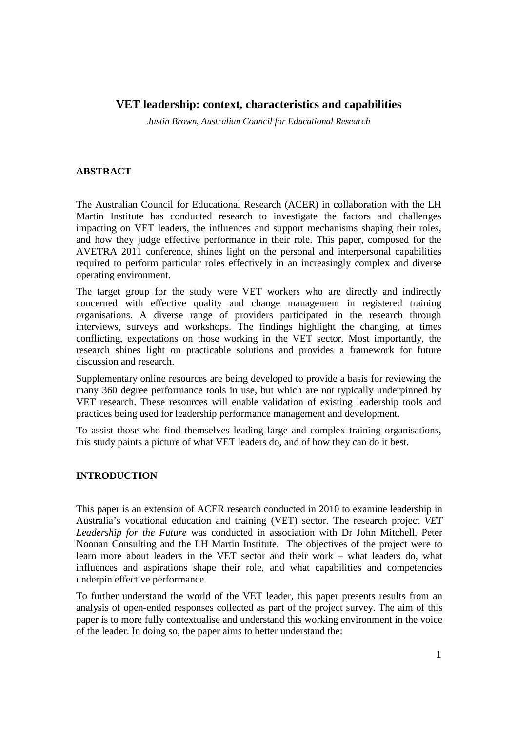# VET leadership: context, characteristics and capabilities

*Justin Brown, Australian Council for Educational Research*

## ABSTRACT

The Australian Council for Educational Research (ACER) in collaboration with the LH Martin Institute has conducted research to investigate the factors and challenges impacting on VET leaders, the influences and support mechanisms shaping their roles, and how they judge effective performance in their role. This paper, composed for the AVETRA 2011 conference, shines light on the personal and interpersonal capabilities required to perform particular roles effectively in an increasingly complex and diverse operating environment.

The target group for the study were VET workers who are directly and indirectly concerned with effective quality and change management in registered training organisations. A diverse range of providers participated in the research through interviews, surveys and workshops. The findings highlight the changing, at times conflicting, expectations on those working in the VET sector. Most importantly, the research shines light on practicable solutions and provides a framework for future discussion and research.

Supplementary online resources are being developed to provide a basis for reviewing the many 360 degree performance tools in use, but which are not typically underpinned by VET research. These resources will enable validation of existing leadership tools and practices being used for leadership performance management and development.

To assist those who find themselves leading large and complex training organisations, this study paints a picture of what VET leaders do, and of how they can do it best.

## INTRODUCTION

This paper is an extension of ACER research conducted in 2010 to examine leadership in Australia's vocational education and training (VET) sector. The research project *VET Leadership for the Future* was conducted in association with Dr John Mitchell, Peter Noonan Consulting and the LH Martin Institute. The objectives of the project were to learn more about leaders in the VET sector and their work – what leaders do, what influences and aspirations shape their role, and what capabilities and competencies underpin effective performance.

To further understand the world of the VET leader, this paper presents results from an analysis of open-ended responses collected as part of the project survey. The aim of this paper is to more fully contextualise and understand this working environment in the voice of the leader. In doing so, the paper aims to better understand the: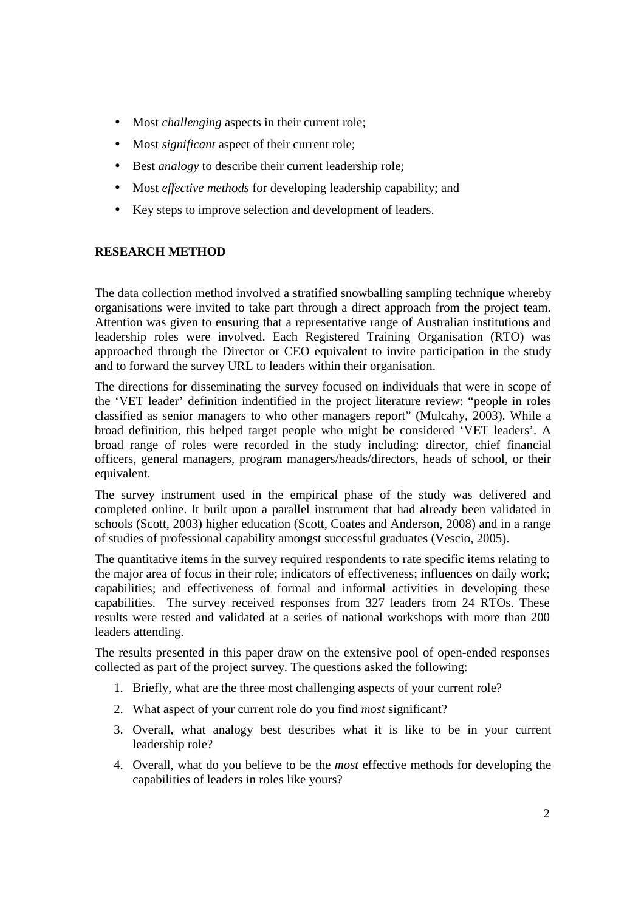- Most *challenging* aspects in their current role;
- Most *significant* aspect of their current role;
- Best *analogy* to describe their current leadership role;
- Most *effective methods* for developing leadership capability; and
- Key steps to improve selection and development of leaders.

## RESEARCH METHOD

The data collection method involved a stratified snowballing sampling technique whereby organisations were invited to take part through a direct approach from the project team. Attention was given to ensuring that a representative range of Australian institutions and leadership roles were involved. Each Registered Training Organisation (RTO) was approached through the Director or CEO equivalent to invite participation in the study and to forward the survey URL to leaders within their organisation.

The directions for disseminating the survey focused on individuals that were in scope of the 'VET leader' definition indentified in the project literature review: "people in roles classified as senior managers to who other managers report" (Mulcahy, 2003). While a broad definition, this helped target people who might be considered 'VET leaders'. A broad range of roles were recorded in the study including: director, chief financial officers, general managers, program managers/heads/directors, heads of school, or their equivalent.

The survey instrument used in the empirical phase of the study was delivered and completed online. It built upon a parallel instrument that had already been validated in schools (Scott, 2003) higher education (Scott, Coates and Anderson, 2008) and in a range of studies of professional capability amongst successful graduates (Vescio, 2005).

The quantitative items in the survey required respondents to rate specific items relating to the major area of focus in their role; indicators of effectiveness; influences on daily work; capabilities; and effectiveness of formal and informal activities in developing these capabilities. The survey received responses from 327 leaders from 24 RTOs. These results were tested and validated at a series of national workshops with more than 200 leaders attending.

The results presented in this paper draw on the extensive pool of open-ended responses collected as part of the project survey. The questions asked the following:

1. Briefly, what are the three most challenging aspects of your current role?
2. What aspect of your current role do you find *most* significant?
3. Overall, what analogy best describes what it is like to be in your current leadership role?
4. Overall, what do you believe to be the *most* effective methods for developing the capabilities of leaders in roles like yours?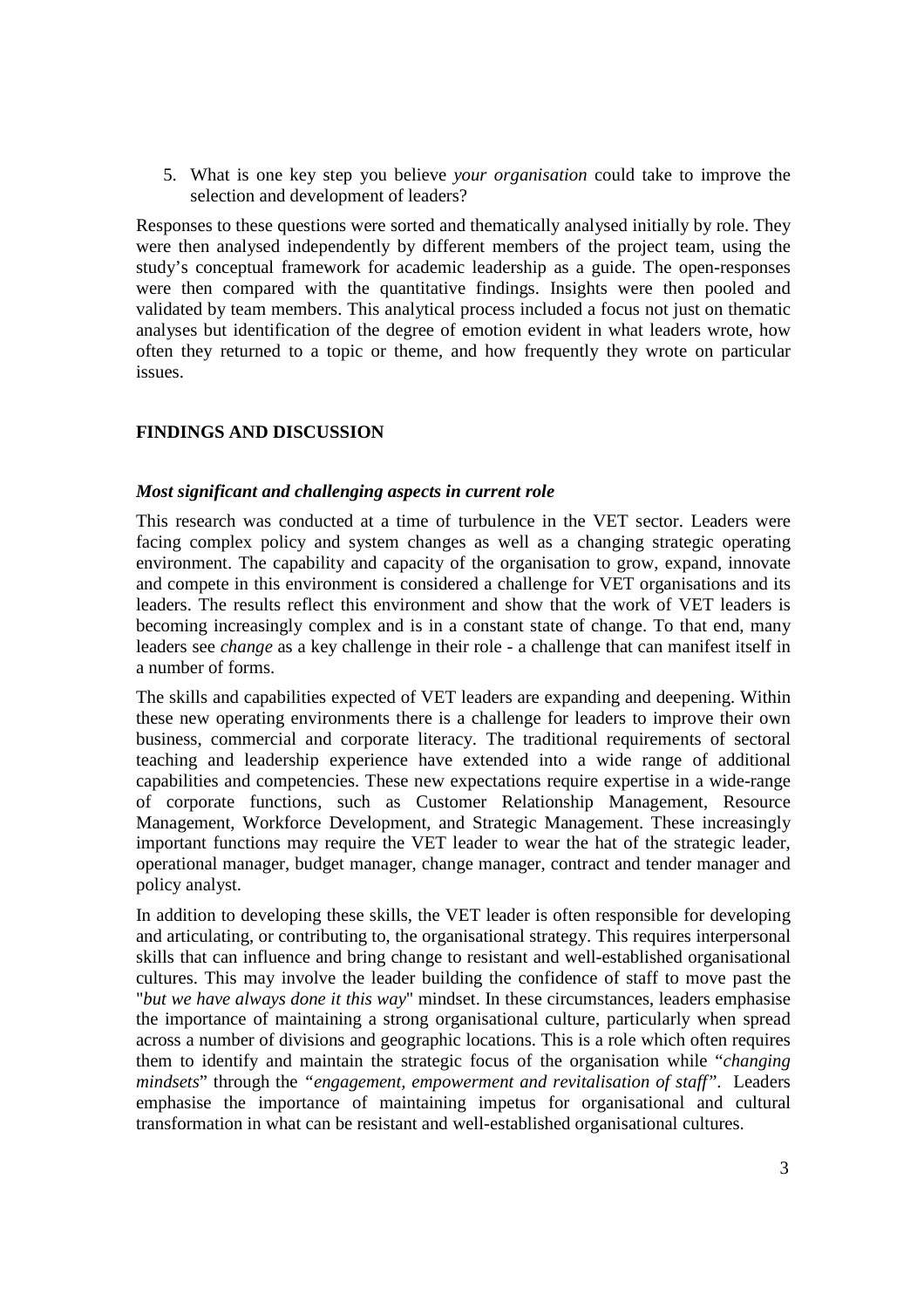5. What is one key step you believe *your organisation* could take to improve the selection and development of leaders?

Responses to these questions were sorted and thematically analysed initially by role. They were then analysed independently by different members of the project team, using the study's conceptual framework for academic leadership as a guide. The open-responses were then compared with the quantitative findings. Insights were then pooled and validated by team members. This analytical process included a focus not just on thematic analyses but identification of the degree of emotion evident in what leaders wrote, how often they returned to a topic or theme, and how frequently they wrote on particular issues.

## FINDINGS AND DISCUSSION

### *Most significant and challenging aspects in current role*

This research was conducted at a time of turbulence in the VET sector. Leaders were facing complex policy and system changes as well as a changing strategic operating environment. The capability and capacity of the organisation to grow, expand, innovate and compete in this environment is considered a challenge for VET organisations and its leaders. The results reflect this environment and show that the work of VET leaders is becoming increasingly complex and is in a constant state of change. To that end, many leaders see *change* as a key challenge in their role - a challenge that can manifest itself in a number of forms.

The skills and capabilities expected of VET leaders are expanding and deepening. Within these new operating environments there is a challenge for leaders to improve their own business, commercial and corporate literacy. The traditional requirements of sectoral teaching and leadership experience have extended into a wide range of additional capabilities and competencies. These new expectations require expertise in a wide-range of corporate functions, such as Customer Relationship Management, Resource Management, Workforce Development, and Strategic Management. These increasingly important functions may require the VET leader to wear the hat of the strategic leader, operational manager, budget manager, change manager, contract and tender manager and policy analyst.

In addition to developing these skills, the VET leader is often responsible for developing and articulating, or contributing to, the organisational strategy. This requires interpersonal skills that can influence and bring change to resistant and well-established organisational cultures. This may involve the leader building the confidence of staff to move past the "*but we have always done it this way*" mindset. In these circumstances, leaders emphasise the importance of maintaining a strong organisational culture, particularly when spread across a number of divisions and geographic locations. This is a role which often requires them to identify and maintain the strategic focus of the organisation while "*changing mindsets*" through the "*engagement, empowerment and revitalisation of staff*". Leaders emphasise the importance of maintaining impetus for organisational and cultural transformation in what can be resistant and well-established organisational cultures.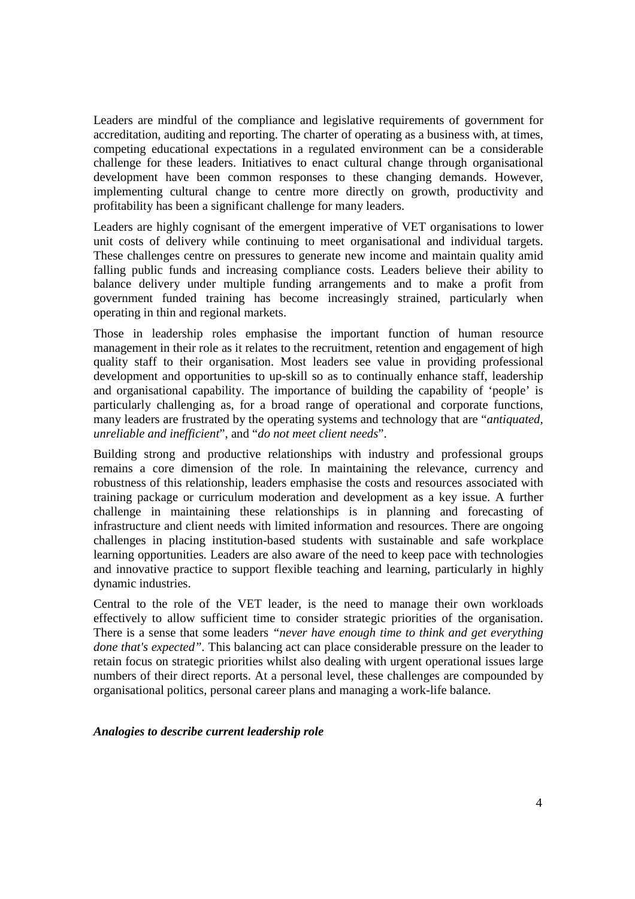Leaders are mindful of the compliance and legislative requirements of government for accreditation, auditing and reporting. The charter of operating as a business with, at times, competing educational expectations in a regulated environment can be a considerable challenge for these leaders. Initiatives to enact cultural change through organisational development have been common responses to these changing demands. However, implementing cultural change to centre more directly on growth, productivity and profitability has been a significant challenge for many leaders.

Leaders are highly cognisant of the emergent imperative of VET organisations to lower unit costs of delivery while continuing to meet organisational and individual targets. These challenges centre on pressures to generate new income and maintain quality amid falling public funds and increasing compliance costs. Leaders believe their ability to balance delivery under multiple funding arrangements and to make a profit from government funded training has become increasingly strained, particularly when operating in thin and regional markets.

Those in leadership roles emphasise the important function of human resource management in their role as it relates to the recruitment, retention and engagement of high quality staff to their organisation. Most leaders see value in providing professional development and opportunities to up-skill so as to continually enhance staff, leadership and organisational capability. The importance of building the capability of 'people' is particularly challenging as, for a broad range of operational and corporate functions, many leaders are frustrated by the operating systems and technology that are "*antiquated, unreliable and inefficient*", and "*do not meet client needs*".

Building strong and productive relationships with industry and professional groups remains a core dimension of the role. In maintaining the relevance, currency and robustness of this relationship, leaders emphasise the costs and resources associated with training package or curriculum moderation and development as a key issue. A further challenge in maintaining these relationships is in planning and forecasting of infrastructure and client needs with limited information and resources. There are ongoing challenges in placing institution-based students with sustainable and safe workplace learning opportunities. Leaders are also aware of the need to keep pace with technologies and innovative practice to support flexible teaching and learning, particularly in highly dynamic industries.

Central to the role of the VET leader, is the need to manage their own workloads effectively to allow sufficient time to consider strategic priorities of the organisation. There is a sense that some leaders *"never have enough time to think and get everything done that's expected"*. This balancing act can place considerable pressure on the leader to retain focus on strategic priorities whilst also dealing with urgent operational issues large numbers of their direct reports. At a personal level, these challenges are compounded by organisational politics, personal career plans and managing a work-life balance.

***Analogies to describe current leadership role***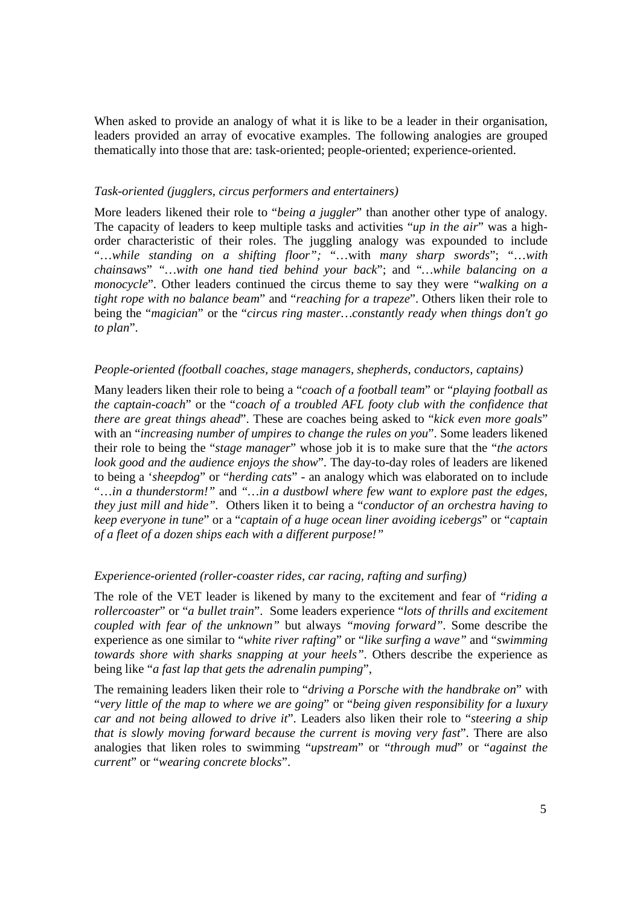When asked to provide an analogy of what it is like to be a leader in their organisation, leaders provided an array of evocative examples. The following analogies are grouped thematically into those that are: task-oriented; people-oriented; experience-oriented.

*Task-oriented (jugglers, circus performers and entertainers)*

More leaders likened their role to "*being a juggler*" than another other type of analogy. The capacity of leaders to keep multiple tasks and activities "*up in the air*" was a high-order characteristic of their roles. The juggling analogy was expounded to include "*…while standing on a shifting floor";* "…with *many sharp swords*"; "*…with chainsaws*" "*…with one hand tied behind your back*"; and "*…while balancing on a monocycle*". Other leaders continued the circus theme to say they were "*walking on a tight rope with no balance beam*" and "*reaching for a trapeze*". Others liken their role to being the "*magician*" or the "*circus ring master…constantly ready when things don't go to plan*".

*People-oriented (football coaches, stage managers, shepherds, conductors, captains)*

Many leaders liken their role to being a "*coach of a football team*" or "*playing football as the captain-coach*" or the "*coach of a troubled AFL footy club with the confidence that there are great things ahead*". These are coaches being asked to "*kick even more goals*" with an "*increasing number of umpires to change the rules on you*". Some leaders likened their role to being the "*stage manager*" whose job it is to make sure that the "*the actors look good and the audience enjoys the show*". The day-to-day roles of leaders are likened to being a '*sheepdog*" or "*herding cats*" - an analogy which was elaborated on to include "*…in a thunderstorm!"* and *"…in a dustbowl where few want to explore past the edges, they just mill and hide"*. Others liken it to being a "*conductor of an orchestra having to keep everyone in tune*" or a "*captain of a huge ocean liner avoiding icebergs*" or "*captain of a fleet of a dozen ships each with a different purpose!"*

*Experience-oriented (roller-coaster rides, car racing, rafting and surfing)*

The role of the VET leader is likened by many to the excitement and fear of "*riding a rollercoaster*" or "*a bullet train*". Some leaders experience "*lots of thrills and excitement coupled with fear of the unknown"* but always *"moving forward"*. Some describe the experience as one similar to "*white river rafting*" or "*like surfing a wave"* and "*swimming towards shore with sharks snapping at your heels"*. Others describe the experience as being like "*a fast lap that gets the adrenalin pumping*",

The remaining leaders liken their role to "*driving a Porsche with the handbrake on*" with "*very little of the map to where we are going*" or "*being given responsibility for a luxury car and not being allowed to drive it*". Leaders also liken their role to "*steering a ship that is slowly moving forward because the current is moving very fast*". There are also analogies that liken roles to swimming "*upstream*" or "*through mud*" or "*against the current*" or "*wearing concrete blocks*".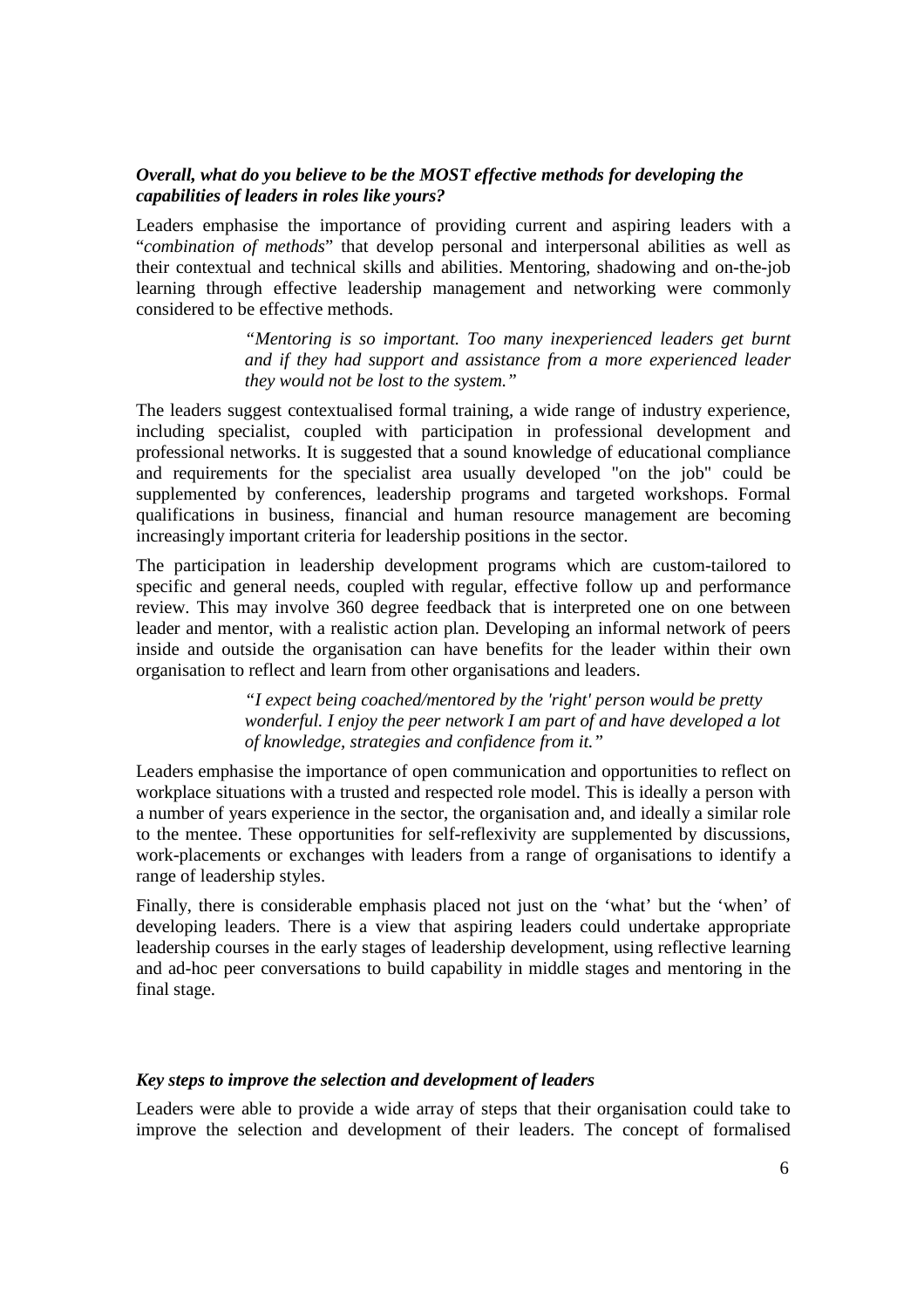### *Overall, what do you believe to be the MOST effective methods for developing the capabilities of leaders in roles like yours?*

Leaders emphasise the importance of providing current and aspiring leaders with a "*combination of methods*" that develop personal and interpersonal abilities as well as their contextual and technical skills and abilities. Mentoring, shadowing and on-the-job learning through effective leadership management and networking were commonly considered to be effective methods.

> *"Mentoring is so important. Too many inexperienced leaders get burnt and if they had support and assistance from a more experienced leader they would not be lost to the system."*

The leaders suggest contextualised formal training, a wide range of industry experience, including specialist, coupled with participation in professional development and professional networks. It is suggested that a sound knowledge of educational compliance and requirements for the specialist area usually developed "on the job" could be supplemented by conferences, leadership programs and targeted workshops. Formal qualifications in business, financial and human resource management are becoming increasingly important criteria for leadership positions in the sector.

The participation in leadership development programs which are custom-tailored to specific and general needs, coupled with regular, effective follow up and performance review. This may involve 360 degree feedback that is interpreted one on one between leader and mentor, with a realistic action plan. Developing an informal network of peers inside and outside the organisation can have benefits for the leader within their own organisation to reflect and learn from other organisations and leaders.

> *"I expect being coached/mentored by the 'right' person would be pretty wonderful. I enjoy the peer network I am part of and have developed a lot of knowledge, strategies and confidence from it."*

Leaders emphasise the importance of open communication and opportunities to reflect on workplace situations with a trusted and respected role model. This is ideally a person with a number of years experience in the sector, the organisation and, and ideally a similar role to the mentee. These opportunities for self-reflexivity are supplemented by discussions, work-placements or exchanges with leaders from a range of organisations to identify a range of leadership styles.

Finally, there is considerable emphasis placed not just on the 'what' but the 'when' of developing leaders. There is a view that aspiring leaders could undertake appropriate leadership courses in the early stages of leadership development, using reflective learning and ad-hoc peer conversations to build capability in middle stages and mentoring in the final stage.

### *Key steps to improve the selection and development of leaders*

Leaders were able to provide a wide array of steps that their organisation could take to improve the selection and development of their leaders. The concept of formalised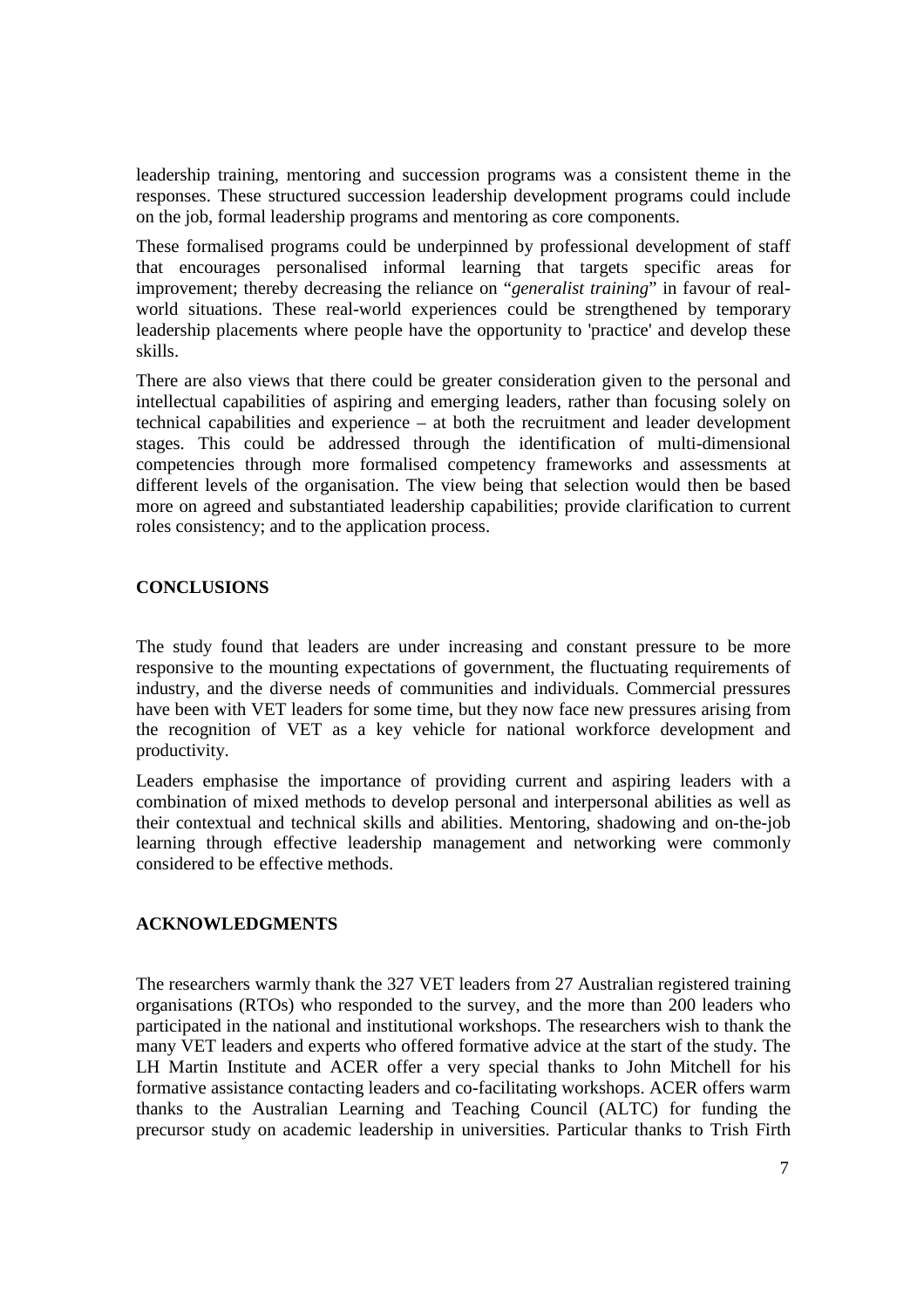leadership training, mentoring and succession programs was a consistent theme in the responses. These structured succession leadership development programs could include on the job, formal leadership programs and mentoring as core components.

These formalised programs could be underpinned by professional development of staff that encourages personalised informal learning that targets specific areas for improvement; thereby decreasing the reliance on "*generalist training*" in favour of real-world situations. These real-world experiences could be strengthened by temporary leadership placements where people have the opportunity to 'practice' and develop these skills.

There are also views that there could be greater consideration given to the personal and intellectual capabilities of aspiring and emerging leaders, rather than focusing solely on technical capabilities and experience – at both the recruitment and leader development stages. This could be addressed through the identification of multi-dimensional competencies through more formalised competency frameworks and assessments at different levels of the organisation. The view being that selection would then be based more on agreed and substantiated leadership capabilities; provide clarification to current roles consistency; and to the application process.

## CONCLUSIONS

The study found that leaders are under increasing and constant pressure to be more responsive to the mounting expectations of government, the fluctuating requirements of industry, and the diverse needs of communities and individuals. Commercial pressures have been with VET leaders for some time, but they now face new pressures arising from the recognition of VET as a key vehicle for national workforce development and productivity.

Leaders emphasise the importance of providing current and aspiring leaders with a combination of mixed methods to develop personal and interpersonal abilities as well as their contextual and technical skills and abilities. Mentoring, shadowing and on-the-job learning through effective leadership management and networking were commonly considered to be effective methods.

## ACKNOWLEDGMENTS

The researchers warmly thank the 327 VET leaders from 27 Australian registered training organisations (RTOs) who responded to the survey, and the more than 200 leaders who participated in the national and institutional workshops. The researchers wish to thank the many VET leaders and experts who offered formative advice at the start of the study. The LH Martin Institute and ACER offer a very special thanks to John Mitchell for his formative assistance contacting leaders and co-facilitating workshops. ACER offers warm thanks to the Australian Learning and Teaching Council (ALTC) for funding the precursor study on academic leadership in universities. Particular thanks to Trish Firth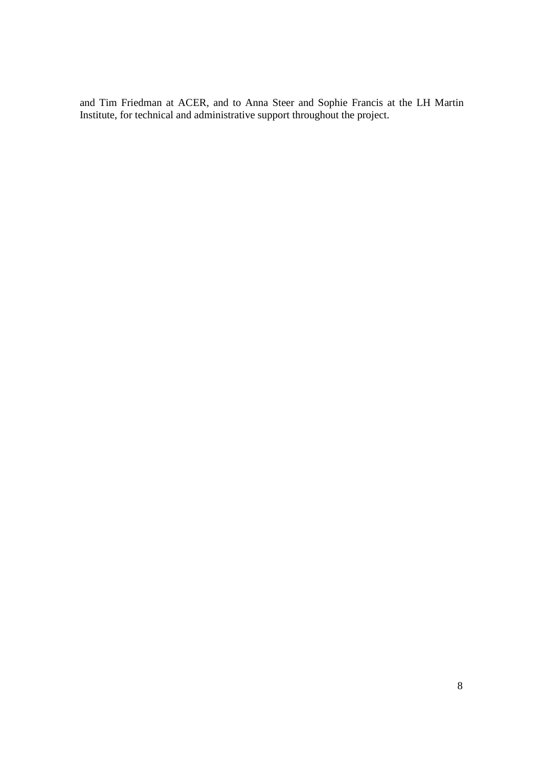and Tim Friedman at ACER, and to Anna Steer and Sophie Francis at the LH Martin Institute, for technical and administrative support throughout the project.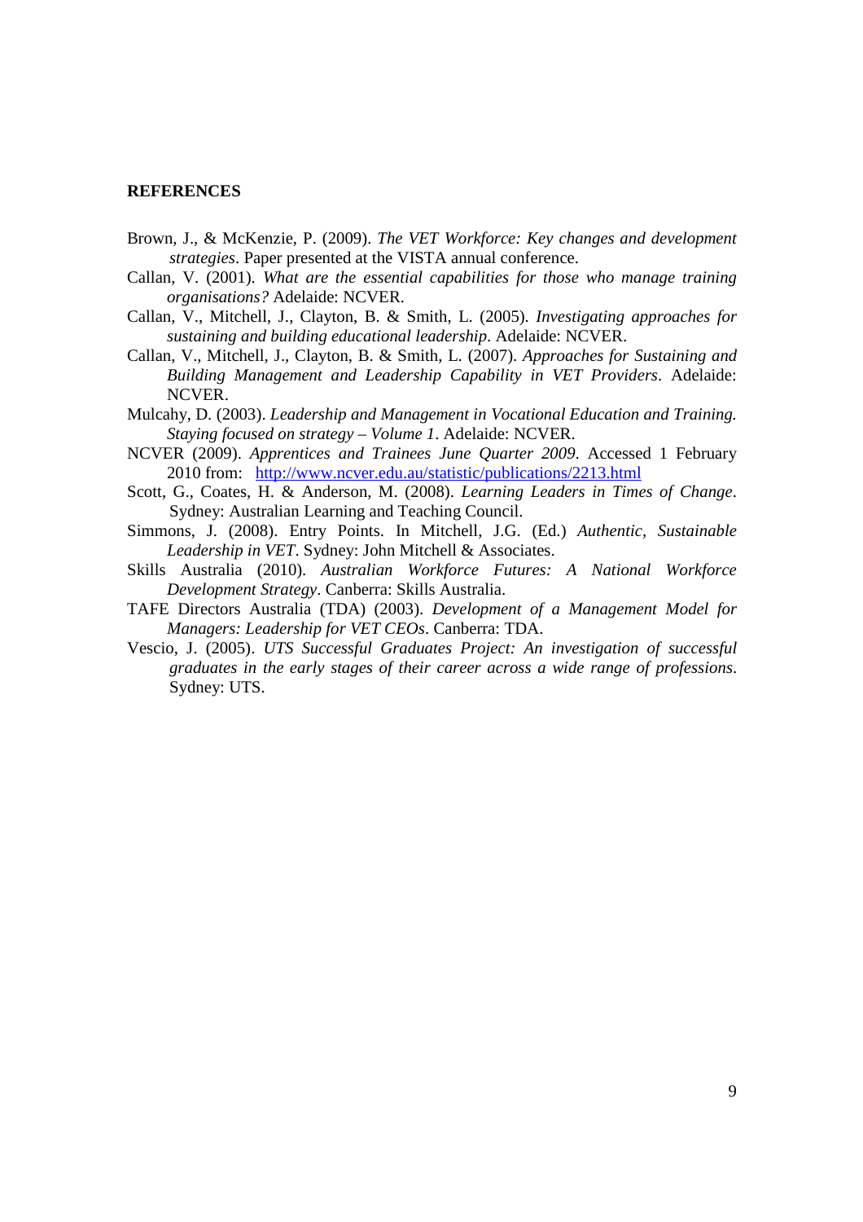## REFERENCES

Brown, J., & McKenzie, P. (2009). *The VET Workforce: Key changes and development strategies*. Paper presented at the VISTA annual conference.

Callan, V. (2001). *What are the essential capabilities for those who manage training organisations?* Adelaide: NCVER.

Callan, V., Mitchell, J., Clayton, B. & Smith, L. (2005). *Investigating approaches for sustaining and building educational leadership*. Adelaide: NCVER.

Callan, V., Mitchell, J., Clayton, B. & Smith, L. (2007). *Approaches for Sustaining and Building Management and Leadership Capability in VET Providers*. Adelaide: NCVER.

Mulcahy, D. (2003). *Leadership and Management in Vocational Education and Training. Staying focused on strategy – Volume 1*. Adelaide: NCVER.

NCVER (2009). *Apprentices and Trainees June Quarter 2009*. Accessed 1 February 2010 from: http://www.ncver.edu.au/statistic/publications/2213.html

Scott, G., Coates, H. & Anderson, M. (2008). *Learning Leaders in Times of Change*. Sydney: Australian Learning and Teaching Council.

Simmons, J. (2008). Entry Points. In Mitchell, J.G. (Ed.) *Authentic, Sustainable Leadership in VET*. Sydney: John Mitchell & Associates.

Skills Australia (2010). *Australian Workforce Futures: A National Workforce Development Strategy*. Canberra: Skills Australia.

TAFE Directors Australia (TDA) (2003). *Development of a Management Model for Managers: Leadership for VET CEOs*. Canberra: TDA.

Vescio, J. (2005). *UTS Successful Graduates Project: An investigation of successful graduates in the early stages of their career across a wide range of professions*. Sydney: UTS.